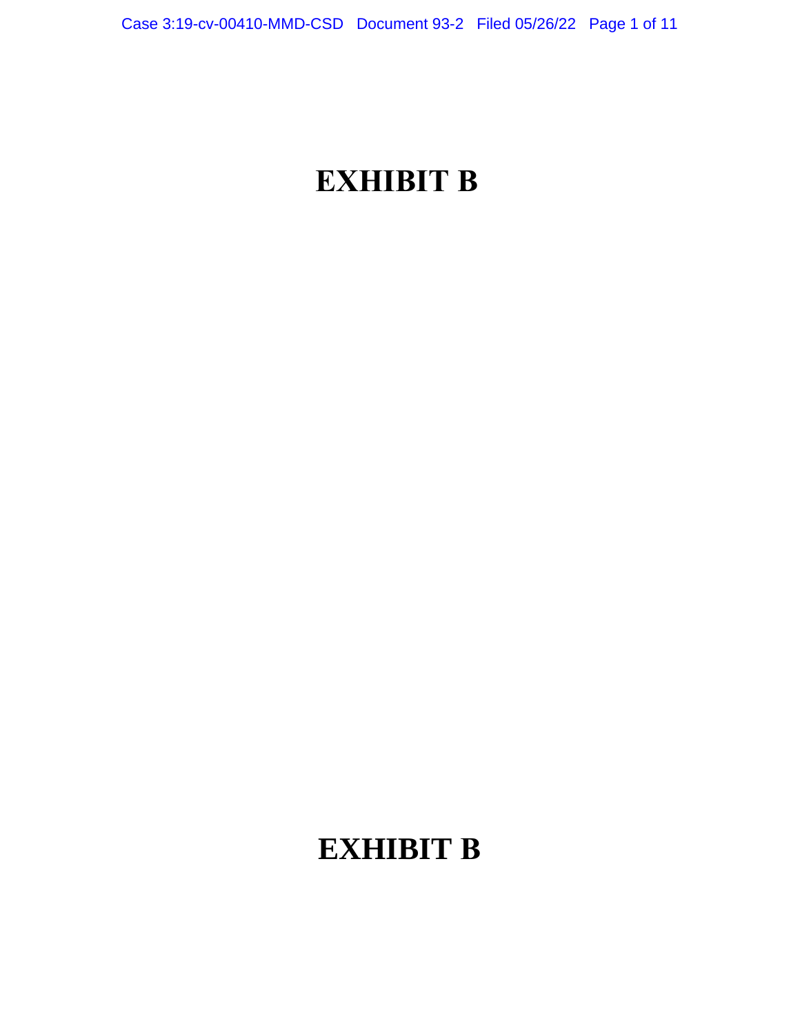# EXHIBIT B

# EXHIBIT B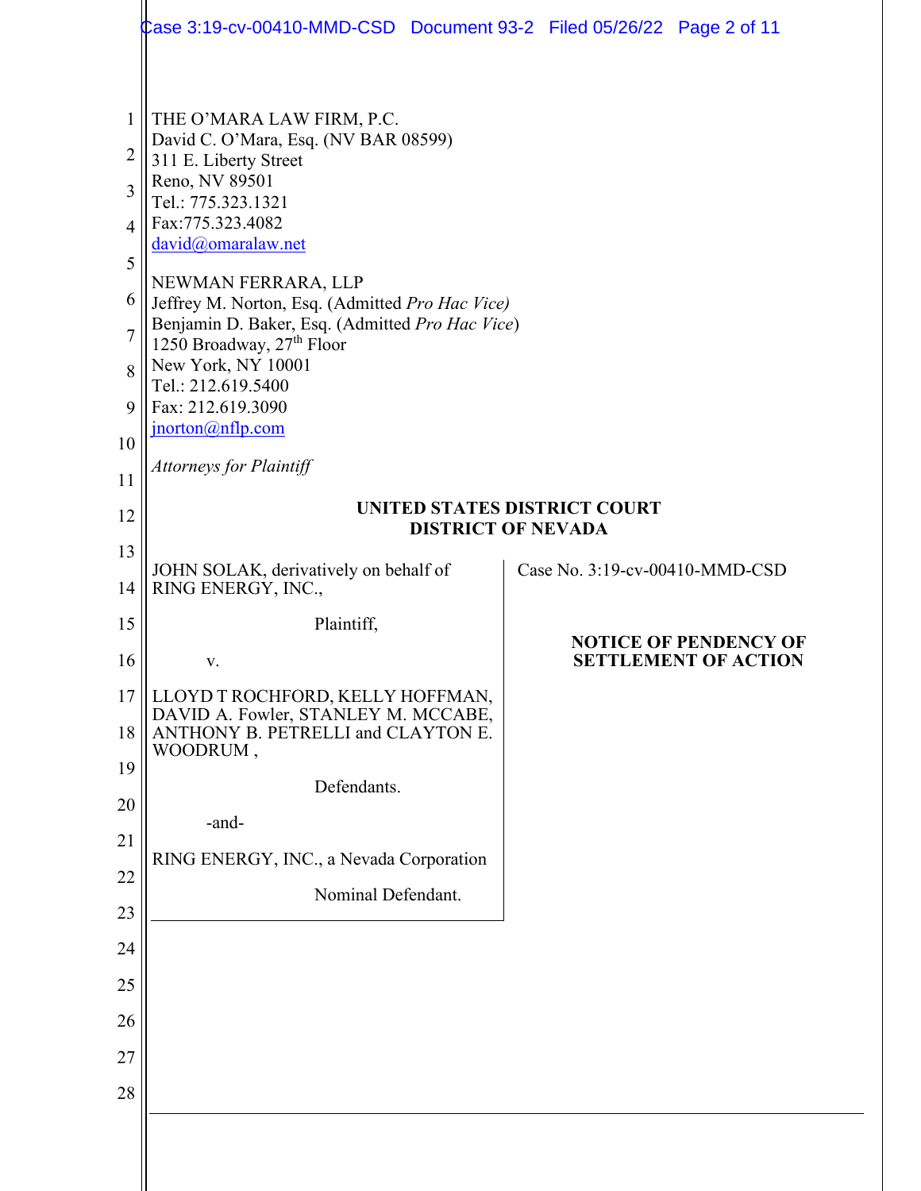THE O'MARA LAW FIRM, P.C.
David C. O'Mara, Esq. (NV BAR 08599)
311 E. Liberty Street
Reno, NV 89501
Tel.: 775.323.1321
Fax:775.323.4082
david@omaralaw.net

NEWMAN FERRARA, LLP
Jeffrey M. Norton, Esq. (Admitted *Pro Hac Vice)*
Benjamin D. Baker, Esq. (Admitted *Pro Hac Vice*)
1250 Broadway, 27th Floor
New York, NY 10001
Tel.: 212.619.5400
Fax: 212.619.3090
jnorton@nflp.com

*Attorneys for Plaintiff*

**UNITED STATES DISTRICT COURT**
**DISTRICT OF NEVADA**

| | |
|---|---|
| JOHN SOLAK, derivatively on behalf of RING ENERGY, INC.,<br><br>Plaintiff,<br><br>v.<br><br>LLOYD T ROCHFORD, KELLY HOFFMAN, DAVID A. Fowler, STANLEY M. MCCABE, ANTHONY B. PETRELLI and CLAYTON E. WOODRUM ,<br><br>Defendants.<br><br>-and-<br><br>RING ENERGY, INC., a Nevada Corporation<br><br>Nominal Defendant. | Case No. 3:19-cv-00410-MMD-CSD<br><br>**NOTICE OF PENDENCY OF SETTLEMENT OF ACTION** |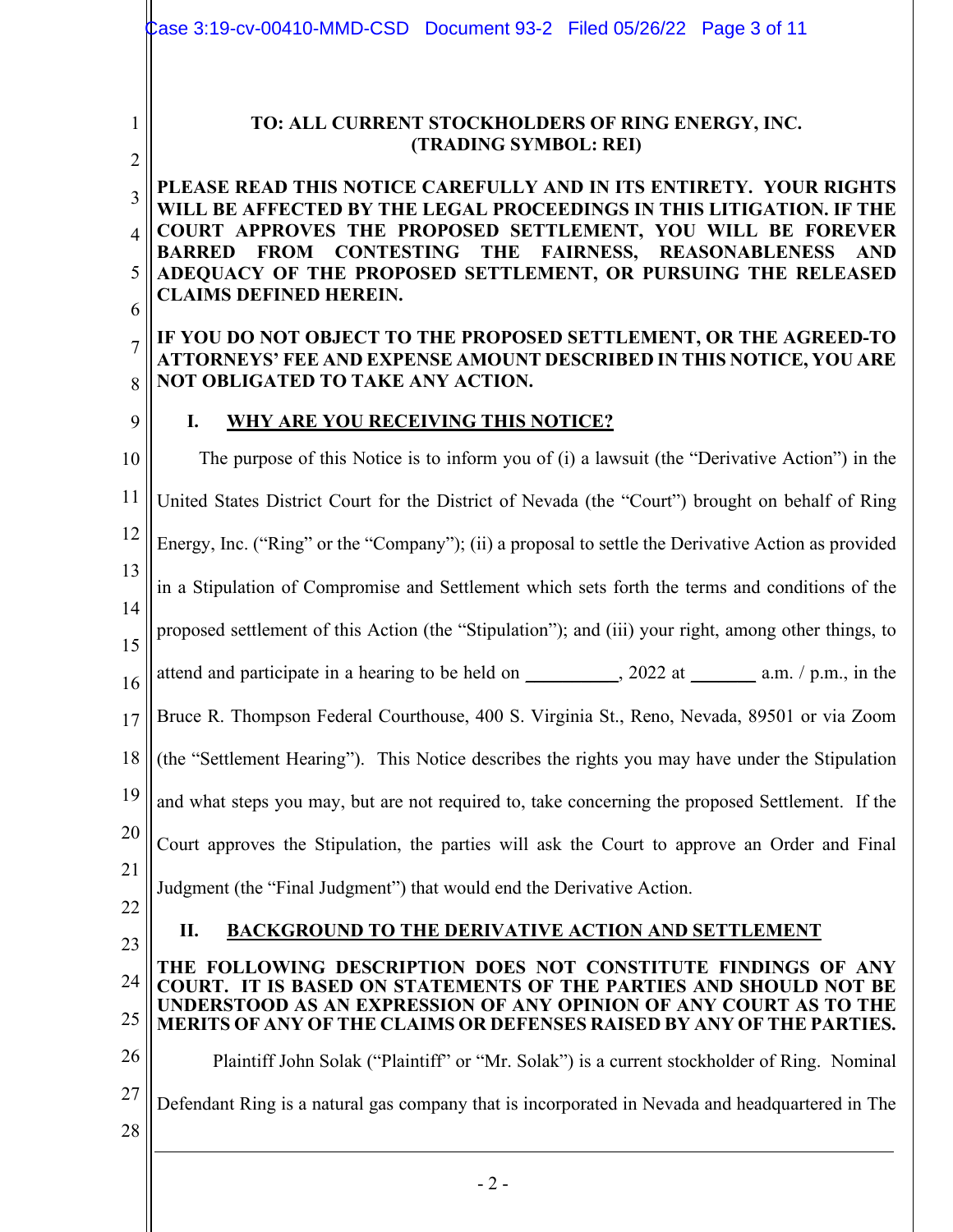**TO: ALL CURRENT STOCKHOLDERS OF RING ENERGY, INC.**
**(TRADING SYMBOL: REI)**

**PLEASE READ THIS NOTICE CAREFULLY AND IN ITS ENTIRETY. YOUR RIGHTS WILL BE AFFECTED BY THE LEGAL PROCEEDINGS IN THIS LITIGATION. IF THE COURT APPROVES THE PROPOSED SETTLEMENT, YOU WILL BE FOREVER BARRED FROM CONTESTING THE FAIRNESS, REASONABLENESS AND ADEQUACY OF THE PROPOSED SETTLEMENT, OR PURSUING THE RELEASED CLAIMS DEFINED HEREIN.**

**IF YOU DO NOT OBJECT TO THE PROPOSED SETTLEMENT, OR THE AGREED-TO ATTORNEYS' FEE AND EXPENSE AMOUNT DESCRIBED IN THIS NOTICE, YOU ARE NOT OBLIGATED TO TAKE ANY ACTION.**

## I. WHY ARE YOU RECEIVING THIS NOTICE?

The purpose of this Notice is to inform you of (i) a lawsuit (the "Derivative Action") in the United States District Court for the District of Nevada (the "Court") brought on behalf of Ring Energy, Inc. ("Ring" or the "Company"); (ii) a proposal to settle the Derivative Action as provided in a Stipulation of Compromise and Settlement which sets forth the terms and conditions of the proposed settlement of this Action (the "Stipulation"); and (iii) your right, among other things, to attend and participate in a hearing to be held on __________, 2022 at _______ a.m. / p.m., in the Bruce R. Thompson Federal Courthouse, 400 S. Virginia St., Reno, Nevada, 89501 or via Zoom (the "Settlement Hearing"). This Notice describes the rights you may have under the Stipulation and what steps you may, but are not required to, take concerning the proposed Settlement. If the Court approves the Stipulation, the parties will ask the Court to approve an Order and Final Judgment (the "Final Judgment") that would end the Derivative Action.

## II. BACKGROUND TO THE DERIVATIVE ACTION AND SETTLEMENT

**THE FOLLOWING DESCRIPTION DOES NOT CONSTITUTE FINDINGS OF ANY COURT. IT IS BASED ON STATEMENTS OF THE PARTIES AND SHOULD NOT BE UNDERSTOOD AS AN EXPRESSION OF ANY OPINION OF ANY COURT AS TO THE MERITS OF ANY OF THE CLAIMS OR DEFENSES RAISED BY ANY OF THE PARTIES.**

Plaintiff John Solak ("Plaintiff" or "Mr. Solak") is a current stockholder of Ring. Nominal Defendant Ring is a natural gas company that is incorporated in Nevada and headquartered in The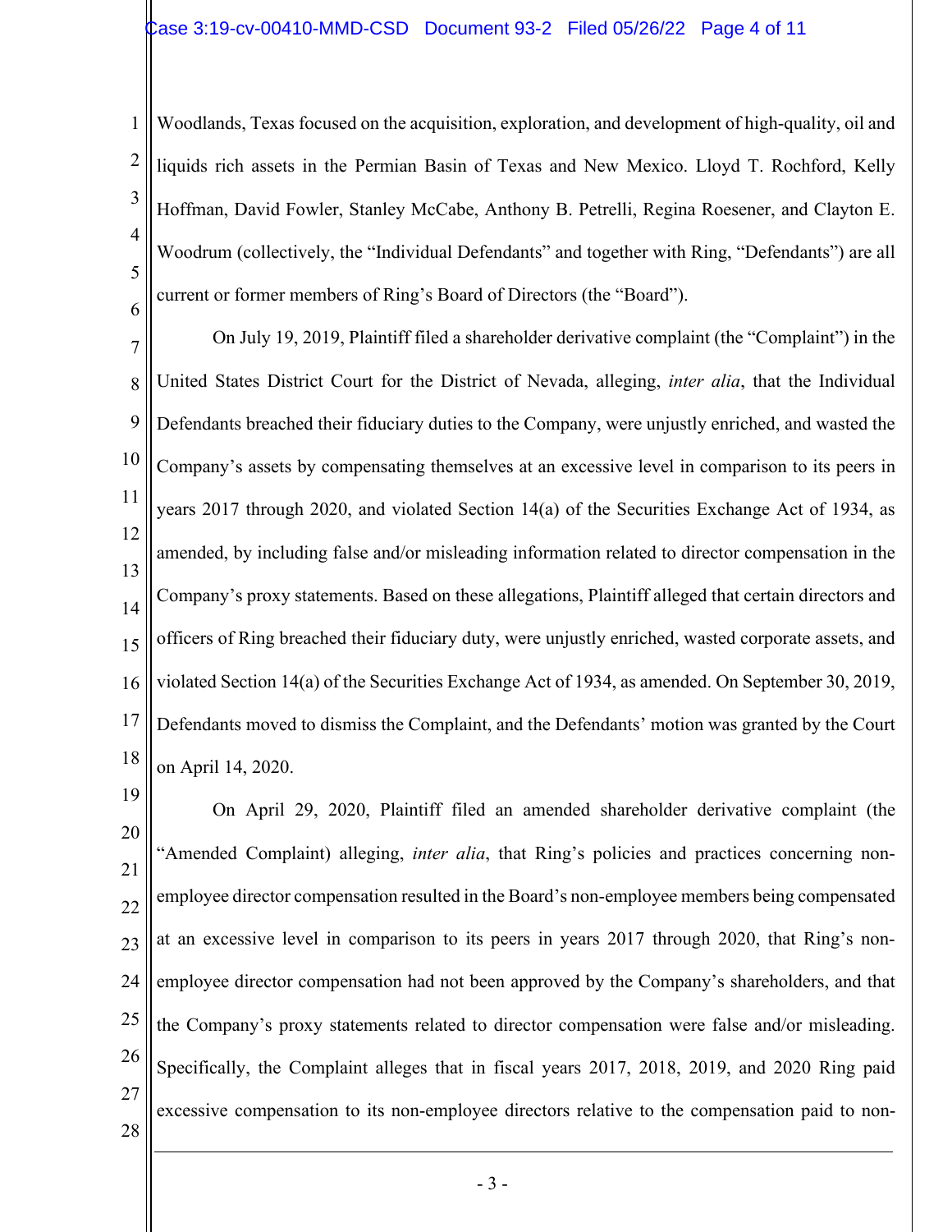Woodlands, Texas focused on the acquisition, exploration, and development of high-quality, oil and liquids rich assets in the Permian Basin of Texas and New Mexico. Lloyd T. Rochford, Kelly Hoffman, David Fowler, Stanley McCabe, Anthony B. Petrelli, Regina Roesener, and Clayton E. Woodrum (collectively, the "Individual Defendants" and together with Ring, "Defendants") are all current or former members of Ring's Board of Directors (the "Board").

On July 19, 2019, Plaintiff filed a shareholder derivative complaint (the "Complaint") in the United States District Court for the District of Nevada, alleging, *inter alia*, that the Individual Defendants breached their fiduciary duties to the Company, were unjustly enriched, and wasted the Company's assets by compensating themselves at an excessive level in comparison to its peers in years 2017 through 2020, and violated Section 14(a) of the Securities Exchange Act of 1934, as amended, by including false and/or misleading information related to director compensation in the Company's proxy statements. Based on these allegations, Plaintiff alleged that certain directors and officers of Ring breached their fiduciary duty, were unjustly enriched, wasted corporate assets, and violated Section 14(a) of the Securities Exchange Act of 1934, as amended. On September 30, 2019, Defendants moved to dismiss the Complaint, and the Defendants' motion was granted by the Court on April 14, 2020.

On April 29, 2020, Plaintiff filed an amended shareholder derivative complaint (the "Amended Complaint) alleging, *inter alia*, that Ring's policies and practices concerning non-employee director compensation resulted in the Board's non-employee members being compensated at an excessive level in comparison to its peers in years 2017 through 2020, that Ring's non-employee director compensation had not been approved by the Company's shareholders, and that the Company's proxy statements related to director compensation were false and/or misleading. Specifically, the Complaint alleges that in fiscal years 2017, 2018, 2019, and 2020 Ring paid excessive compensation to its non-employee directors relative to the compensation paid to non-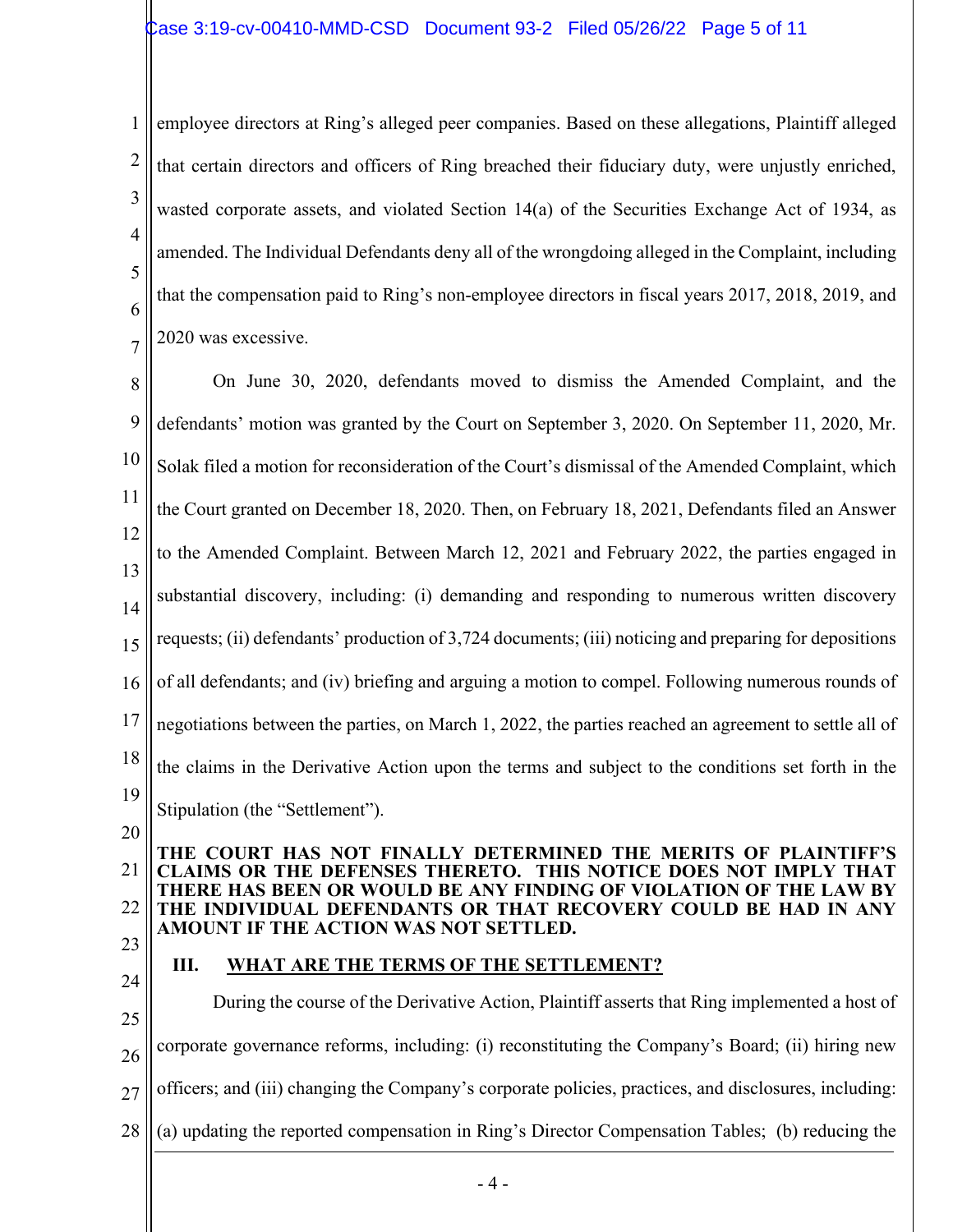employee directors at Ring's alleged peer companies. Based on these allegations, Plaintiff alleged that certain directors and officers of Ring breached their fiduciary duty, were unjustly enriched, wasted corporate assets, and violated Section 14(a) of the Securities Exchange Act of 1934, as amended. The Individual Defendants deny all of the wrongdoing alleged in the Complaint, including that the compensation paid to Ring's non-employee directors in fiscal years 2017, 2018, 2019, and 2020 was excessive.

On June 30, 2020, defendants moved to dismiss the Amended Complaint, and the defendants' motion was granted by the Court on September 3, 2020. On September 11, 2020, Mr. Solak filed a motion for reconsideration of the Court's dismissal of the Amended Complaint, which the Court granted on December 18, 2020. Then, on February 18, 2021, Defendants filed an Answer to the Amended Complaint. Between March 12, 2021 and February 2022, the parties engaged in substantial discovery, including: (i) demanding and responding to numerous written discovery requests; (ii) defendants' production of 3,724 documents; (iii) noticing and preparing for depositions of all defendants; and (iv) briefing and arguing a motion to compel. Following numerous rounds of negotiations between the parties, on March 1, 2022, the parties reached an agreement to settle all of the claims in the Derivative Action upon the terms and subject to the conditions set forth in the Stipulation (the "Settlement").

**THE COURT HAS NOT FINALLY DETERMINED THE MERITS OF PLAINTIFF'S CLAIMS OR THE DEFENSES THERETO. THIS NOTICE DOES NOT IMPLY THAT THERE HAS BEEN OR WOULD BE ANY FINDING OF VIOLATION OF THE LAW BY THE INDIVIDUAL DEFENDANTS OR THAT RECOVERY COULD BE HAD IN ANY AMOUNT IF THE ACTION WAS NOT SETTLED.**

## III. WHAT ARE THE TERMS OF THE SETTLEMENT?

During the course of the Derivative Action, Plaintiff asserts that Ring implemented a host of corporate governance reforms, including: (i) reconstituting the Company's Board; (ii) hiring new officers; and (iii) changing the Company's corporate policies, practices, and disclosures, including: (a) updating the reported compensation in Ring's Director Compensation Tables; (b) reducing the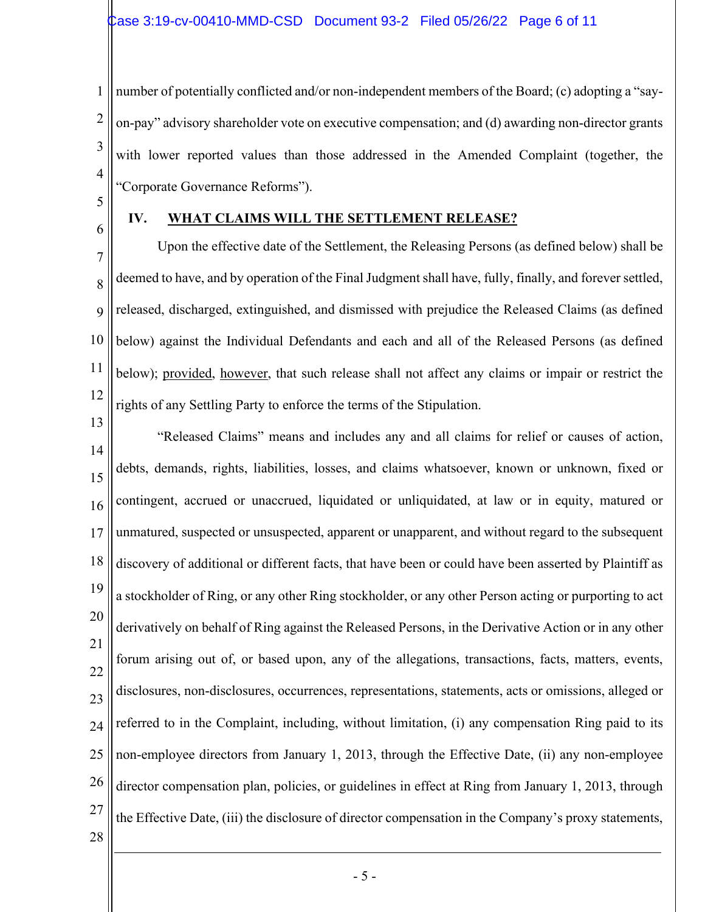number of potentially conflicted and/or non-independent members of the Board; (c) adopting a "say-on-pay" advisory shareholder vote on executive compensation; and (d) awarding non-director grants with lower reported values than those addressed in the Amended Complaint (together, the "Corporate Governance Reforms").

## IV. WHAT CLAIMS WILL THE SETTLEMENT RELEASE?

Upon the effective date of the Settlement, the Releasing Persons (as defined below) shall be deemed to have, and by operation of the Final Judgment shall have, fully, finally, and forever settled, released, discharged, extinguished, and dismissed with prejudice the Released Claims (as defined below) against the Individual Defendants and each and all of the Released Persons (as defined below); provided, however, that such release shall not affect any claims or impair or restrict the rights of any Settling Party to enforce the terms of the Stipulation.

"Released Claims" means and includes any and all claims for relief or causes of action, debts, demands, rights, liabilities, losses, and claims whatsoever, known or unknown, fixed or contingent, accrued or unaccrued, liquidated or unliquidated, at law or in equity, matured or unmatured, suspected or unsuspected, apparent or unapparent, and without regard to the subsequent discovery of additional or different facts, that have been or could have been asserted by Plaintiff as a stockholder of Ring, or any other Ring stockholder, or any other Person acting or purporting to act derivatively on behalf of Ring against the Released Persons, in the Derivative Action or in any other forum arising out of, or based upon, any of the allegations, transactions, facts, matters, events, disclosures, non-disclosures, occurrences, representations, statements, acts or omissions, alleged or referred to in the Complaint, including, without limitation, (i) any compensation Ring paid to its non-employee directors from January 1, 2013, through the Effective Date, (ii) any non-employee director compensation plan, policies, or guidelines in effect at Ring from January 1, 2013, through the Effective Date, (iii) the disclosure of director compensation in the Company's proxy statements,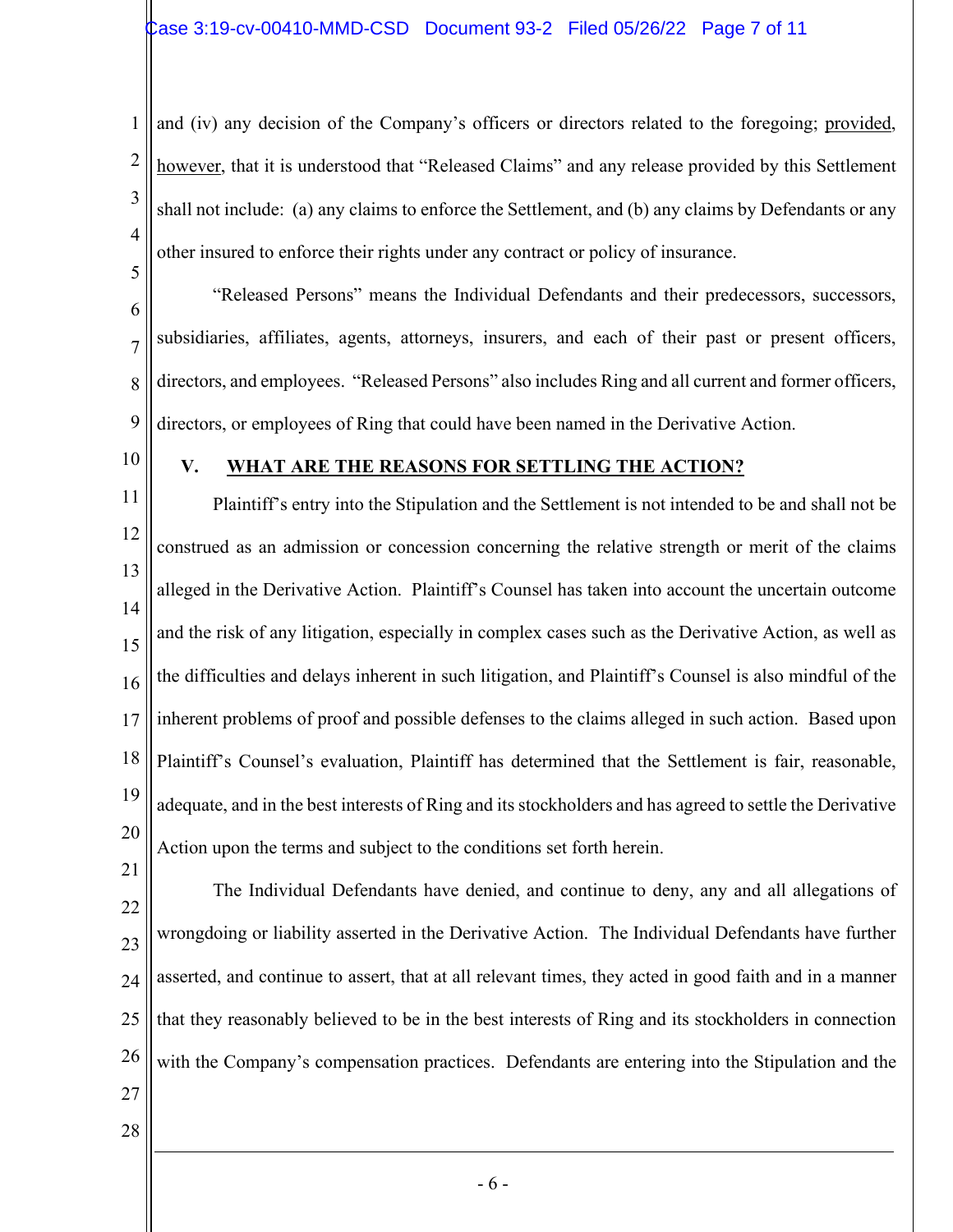and (iv) any decision of the Company's officers or directors related to the foregoing; provided, however, that it is understood that "Released Claims" and any release provided by this Settlement shall not include: (a) any claims to enforce the Settlement, and (b) any claims by Defendants or any other insured to enforce their rights under any contract or policy of insurance.

"Released Persons" means the Individual Defendants and their predecessors, successors, subsidiaries, affiliates, agents, attorneys, insurers, and each of their past or present officers, directors, and employees. "Released Persons" also includes Ring and all current and former officers, directors, or employees of Ring that could have been named in the Derivative Action.

## V. WHAT ARE THE REASONS FOR SETTLING THE ACTION?

Plaintiff's entry into the Stipulation and the Settlement is not intended to be and shall not be construed as an admission or concession concerning the relative strength or merit of the claims alleged in the Derivative Action. Plaintiff's Counsel has taken into account the uncertain outcome and the risk of any litigation, especially in complex cases such as the Derivative Action, as well as the difficulties and delays inherent in such litigation, and Plaintiff's Counsel is also mindful of the inherent problems of proof and possible defenses to the claims alleged in such action. Based upon Plaintiff's Counsel's evaluation, Plaintiff has determined that the Settlement is fair, reasonable, adequate, and in the best interests of Ring and its stockholders and has agreed to settle the Derivative Action upon the terms and subject to the conditions set forth herein.

The Individual Defendants have denied, and continue to deny, any and all allegations of wrongdoing or liability asserted in the Derivative Action. The Individual Defendants have further asserted, and continue to assert, that at all relevant times, they acted in good faith and in a manner that they reasonably believed to be in the best interests of Ring and its stockholders in connection with the Company's compensation practices. Defendants are entering into the Stipulation and the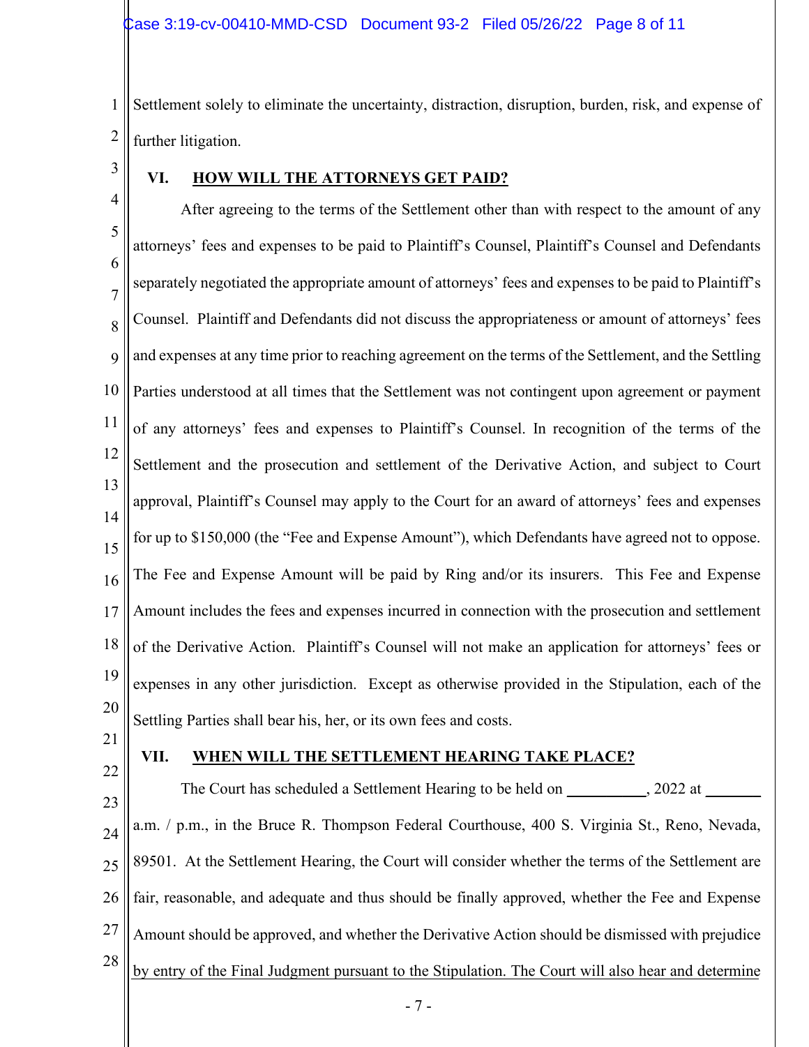Settlement solely to eliminate the uncertainty, distraction, disruption, burden, risk, and expense of further litigation.

## VI. HOW WILL THE ATTORNEYS GET PAID?

After agreeing to the terms of the Settlement other than with respect to the amount of any attorneys' fees and expenses to be paid to Plaintiff's Counsel, Plaintiff's Counsel and Defendants separately negotiated the appropriate amount of attorneys' fees and expenses to be paid to Plaintiff's Counsel. Plaintiff and Defendants did not discuss the appropriateness or amount of attorneys' fees and expenses at any time prior to reaching agreement on the terms of the Settlement, and the Settling Parties understood at all times that the Settlement was not contingent upon agreement or payment of any attorneys' fees and expenses to Plaintiff's Counsel. In recognition of the terms of the Settlement and the prosecution and settlement of the Derivative Action, and subject to Court approval, Plaintiff's Counsel may apply to the Court for an award of attorneys' fees and expenses for up to $150,000 (the "Fee and Expense Amount"), which Defendants have agreed not to oppose. The Fee and Expense Amount will be paid by Ring and/or its insurers. This Fee and Expense Amount includes the fees and expenses incurred in connection with the prosecution and settlement of the Derivative Action. Plaintiff's Counsel will not make an application for attorneys' fees or expenses in any other jurisdiction. Except as otherwise provided in the Stipulation, each of the Settling Parties shall bear his, her, or its own fees and costs.

## VII. WHEN WILL THE SETTLEMENT HEARING TAKE PLACE?

The Court has scheduled a Settlement Hearing to be held on __________, 2022 at _______ a.m. / p.m., in the Bruce R. Thompson Federal Courthouse, 400 S. Virginia St., Reno, Nevada, 89501. At the Settlement Hearing, the Court will consider whether the terms of the Settlement are fair, reasonable, and adequate and thus should be finally approved, whether the Fee and Expense Amount should be approved, and whether the Derivative Action should be dismissed with prejudice by entry of the Final Judgment pursuant to the Stipulation. The Court will also hear and determine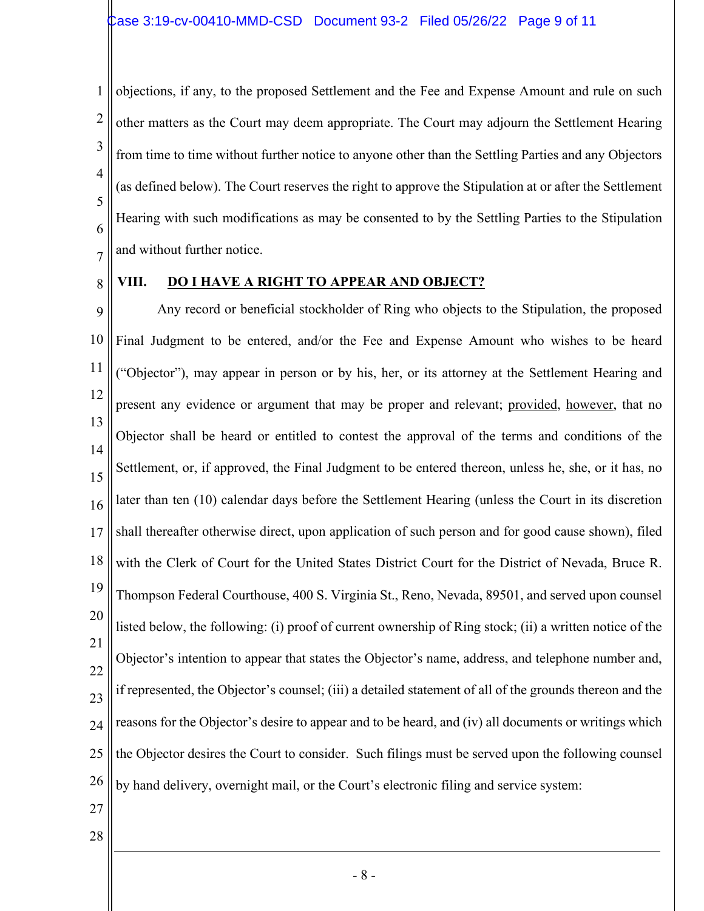objections, if any, to the proposed Settlement and the Fee and Expense Amount and rule on such other matters as the Court may deem appropriate. The Court may adjourn the Settlement Hearing from time to time without further notice to anyone other than the Settling Parties and any Objectors (as defined below). The Court reserves the right to approve the Stipulation at or after the Settlement Hearing with such modifications as may be consented to by the Settling Parties to the Stipulation and without further notice.

## VIII. DO I HAVE A RIGHT TO APPEAR AND OBJECT?

Any record or beneficial stockholder of Ring who objects to the Stipulation, the proposed Final Judgment to be entered, and/or the Fee and Expense Amount who wishes to be heard ("Objector"), may appear in person or by his, her, or its attorney at the Settlement Hearing and present any evidence or argument that may be proper and relevant; provided, however, that no Objector shall be heard or entitled to contest the approval of the terms and conditions of the Settlement, or, if approved, the Final Judgment to be entered thereon, unless he, she, or it has, no later than ten (10) calendar days before the Settlement Hearing (unless the Court in its discretion shall thereafter otherwise direct, upon application of such person and for good cause shown), filed with the Clerk of Court for the United States District Court for the District of Nevada, Bruce R. Thompson Federal Courthouse, 400 S. Virginia St., Reno, Nevada, 89501, and served upon counsel listed below, the following: (i) proof of current ownership of Ring stock; (ii) a written notice of the Objector's intention to appear that states the Objector's name, address, and telephone number and, if represented, the Objector's counsel; (iii) a detailed statement of all of the grounds thereon and the reasons for the Objector's desire to appear and to be heard, and (iv) all documents or writings which the Objector desires the Court to consider. Such filings must be served upon the following counsel by hand delivery, overnight mail, or the Court's electronic filing and service system: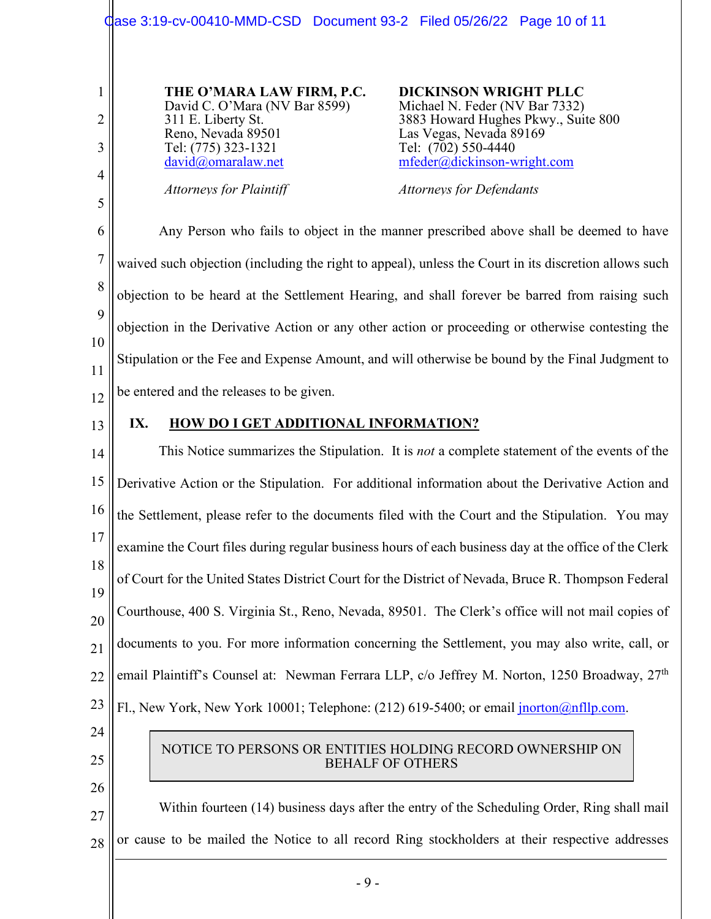| **THE O'MARA LAW FIRM, P.C.** | **DICKINSON WRIGHT PLLC** |
| --- | --- |
| David C. O'Mara (NV Bar 8599) | Michael N. Feder (NV Bar 7332) |
| 311 E. Liberty St. | 3883 Howard Hughes Pkwy., Suite 800 |
| Reno, Nevada 89501 | Las Vegas, Nevada 89169 |
| Tel: (775) 323-1321 | Tel: (702) 550-4440 |
| david@omaralaw.net | mfeder@dickinson-wright.com |
| *Attorneys for Plaintiff* | *Attorneys for Defendants* |

Any Person who fails to object in the manner prescribed above shall be deemed to have waived such objection (including the right to appeal), unless the Court in its discretion allows such objection to be heard at the Settlement Hearing, and shall forever be barred from raising such objection in the Derivative Action or any other action or proceeding or otherwise contesting the Stipulation or the Fee and Expense Amount, and will otherwise be bound by the Final Judgment to be entered and the releases to be given.

## IX. HOW DO I GET ADDITIONAL INFORMATION?

This Notice summarizes the Stipulation. It is *not* a complete statement of the events of the Derivative Action or the Stipulation. For additional information about the Derivative Action and the Settlement, please refer to the documents filed with the Court and the Stipulation. You may examine the Court files during regular business hours of each business day at the office of the Clerk of Court for the United States District Court for the District of Nevada, Bruce R. Thompson Federal Courthouse, 400 S. Virginia St., Reno, Nevada, 89501. The Clerk's office will not mail copies of documents to you. For more information concerning the Settlement, you may also write, call, or email Plaintiff's Counsel at: Newman Ferrara LLP, c/o Jeffrey M. Norton, 1250 Broadway, 27th Fl., New York, New York 10001; Telephone: (212) 619-5400; or email jnorton@nfllp.com.

NOTICE TO PERSONS OR ENTITIES HOLDING RECORD OWNERSHIP ON BEHALF OF OTHERS

Within fourteen (14) business days after the entry of the Scheduling Order, Ring shall mail or cause to be mailed the Notice to all record Ring stockholders at their respective addresses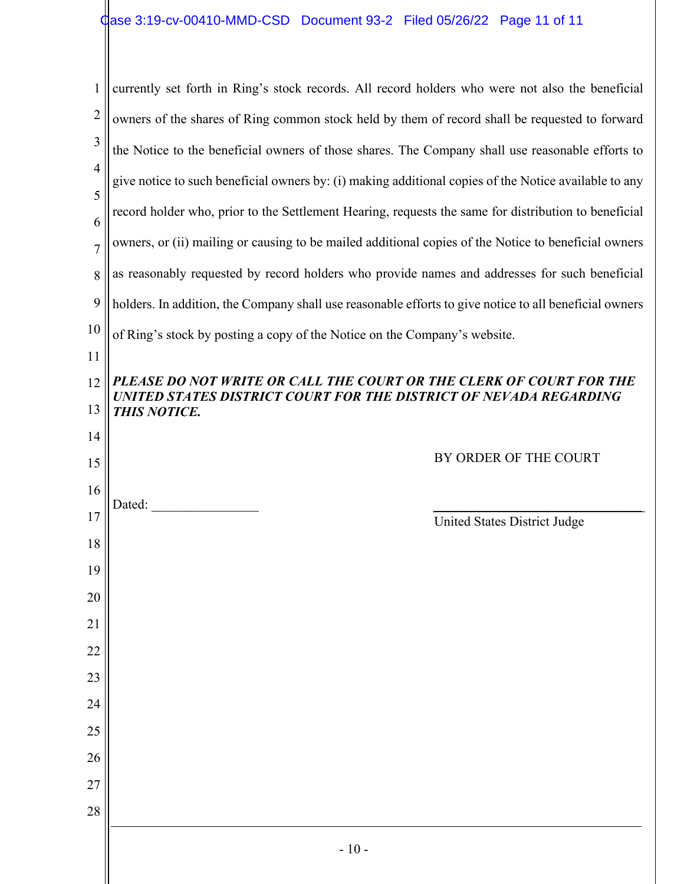currently set forth in Ring's stock records. All record holders who were not also the beneficial owners of the shares of Ring common stock held by them of record shall be requested to forward the Notice to the beneficial owners of those shares. The Company shall use reasonable efforts to give notice to such beneficial owners by: (i) making additional copies of the Notice available to any record holder who, prior to the Settlement Hearing, requests the same for distribution to beneficial owners, or (ii) mailing or causing to be mailed additional copies of the Notice to beneficial owners as reasonably requested by record holders who provide names and addresses for such beneficial holders. In addition, the Company shall use reasonable efforts to give notice to all beneficial owners of Ring's stock by posting a copy of the Notice on the Company's website.

***PLEASE DO NOT WRITE OR CALL THE COURT OR THE CLERK OF COURT FOR THE UNITED STATES DISTRICT COURT FOR THE DISTRICT OF NEVADA REGARDING THIS NOTICE.***

BY ORDER OF THE COURT

Dated: _______________

_______________________________
United States District Judge